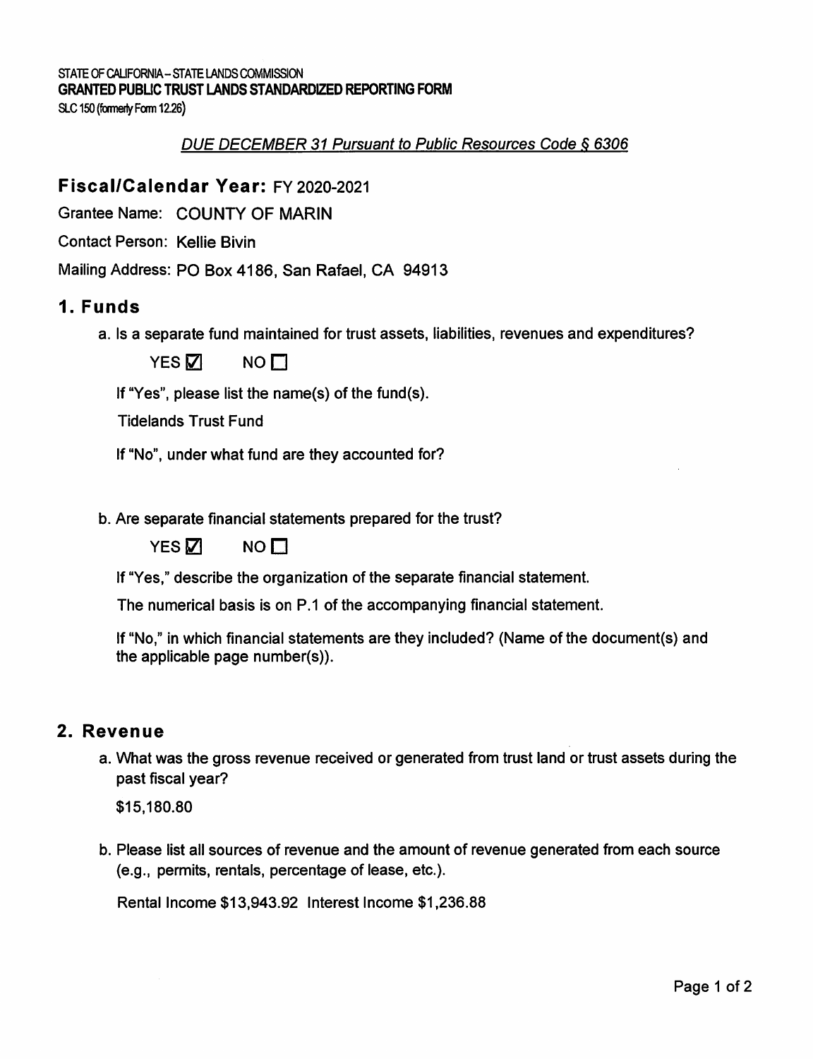STATE OF CALIFORNIA – STATE LANDS COMMISSION
**GRANTED PUBLIC TRUST LANDS STANDARDIZED REPORTING FORM**
SLC 150 (formerly Form 12.26)

*DUE DECEMBER 31 Pursuant to Public Resources Code § 6306*

## Fiscal/Calendar Year: FY 2020-2021

Grantee Name: COUNTY OF MARIN

Contact Person: Kellie Bivin

Mailing Address: PO Box 4186, San Rafael, CA 94913

## 1. Funds

a. Is a separate fund maintained for trust assets, liabilities, revenues and expenditures?

YES ☑ NO ☐

If "Yes", please list the name(s) of the fund(s).

Tidelands Trust Fund

If "No", under what fund are they accounted for?

b. Are separate financial statements prepared for the trust?

YES ☑ NO ☐

If "Yes," describe the organization of the separate financial statement.

The numerical basis is on P.1 of the accompanying financial statement.

If "No," in which financial statements are they included? (Name of the document(s) and the applicable page number(s)).

## 2. Revenue

a. What was the gross revenue received or generated from trust land or trust assets during the past fiscal year?

$15,180.80

b. Please list all sources of revenue and the amount of revenue generated from each source (e.g., permits, rentals, percentage of lease, etc.).

Rental Income $13,943.92 Interest Income $1,236.88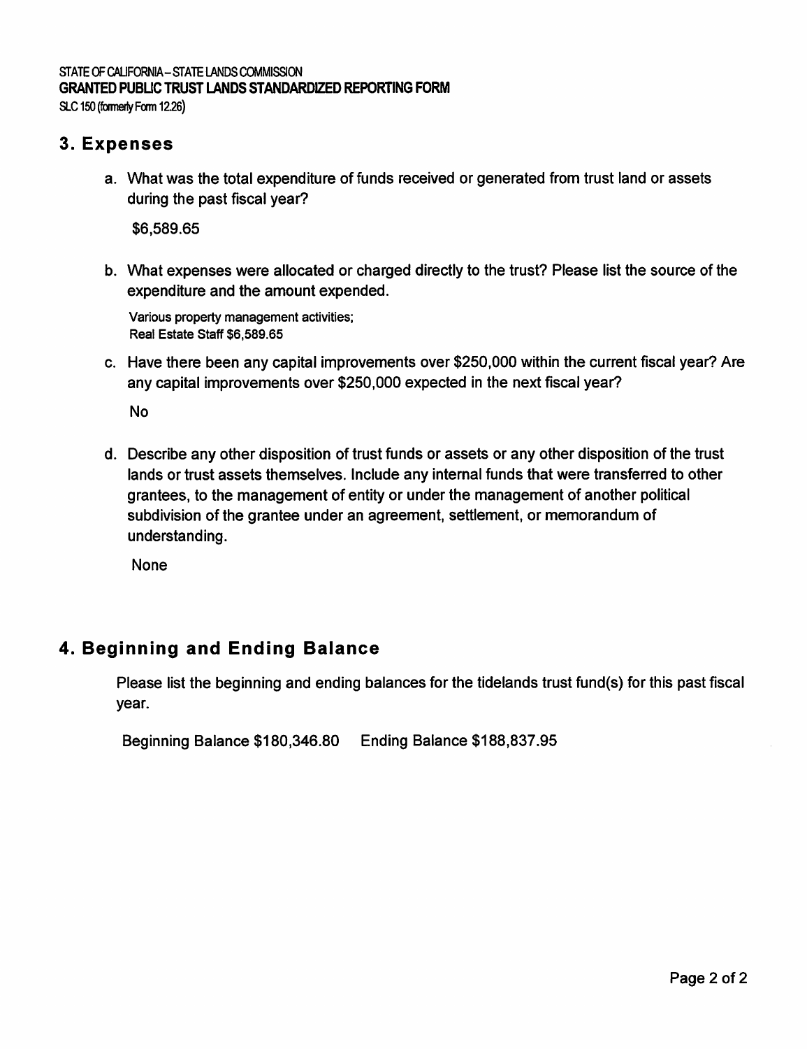STATE OF CALIFORNIA – STATE LANDS COMMISSION
**GRANTED PUBLIC TRUST LANDS STANDARDIZED REPORTING FORM**
SLC 150 (formerly Form 12.26)

## 3. Expenses

a. What was the total expenditure of funds received or generated from trust land or assets during the past fiscal year?

$6,589.65

b. What expenses were allocated or charged directly to the trust? Please list the source of the expenditure and the amount expended.

Various property management activities;
Real Estate Staff $6,589.65

c. Have there been any capital improvements over $250,000 within the current fiscal year? Are any capital improvements over $250,000 expected in the next fiscal year?

No

d. Describe any other disposition of trust funds or assets or any other disposition of the trust lands or trust assets themselves. Include any internal funds that were transferred to other grantees, to the management of entity or under the management of another political subdivision of the grantee under an agreement, settlement, or memorandum of understanding.

None

## 4. Beginning and Ending Balance

Please list the beginning and ending balances for the tidelands trust fund(s) for this past fiscal year.

Beginning Balance $180,346.80 Ending Balance $188,837.95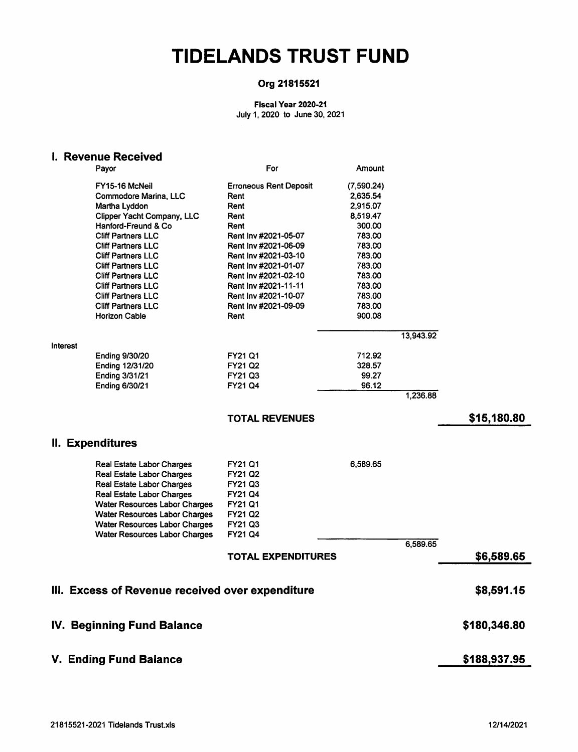# TIDELANDS TRUST FUND

**Org 21815521**

**Fiscal Year 2020-21**
July 1, 2020 to June 30, 2021

## I. Revenue Received

| Payor | For | Amount | | |
|---|---|---|---|---|
| FY15-16 McNeil | Erroneous Rent Deposit | (7,590.24) | | |
| Commodore Marina, LLC | Rent | 2,635.54 | | |
| Martha Lyddon | Rent | 2,915.07 | | |
| Clipper Yacht Company, LLC | Rent | 8,519.47 | | |
| Hanford-Freund & Co | Rent | 300.00 | | |
| Cliff Partners LLC | Rent Inv #2021-05-07 | 783.00 | | |
| Cliff Partners LLC | Rent Inv #2021-06-09 | 783.00 | | |
| Cliff Partners LLC | Rent Inv #2021-03-10 | 783.00 | | |
| Cliff Partners LLC | Rent Inv #2021-01-07 | 783.00 | | |
| Cliff Partners LLC | Rent Inv #2021-02-10 | 783.00 | | |
| Cliff Partners LLC | Rent Inv #2021-11-11 | 783.00 | | |
| Cliff Partners LLC | Rent Inv #2021-10-07 | 783.00 | | |
| Cliff Partners LLC | Rent Inv #2021-09-09 | 783.00 | | |
| Horizon Cable | Rent | 900.08 | | |
| | | | 13,943.92 | |
| **Interest** | | | | |
| Ending 9/30/20 | FY21 Q1 | 712.92 | | |
| Ending 12/31/20 | FY21 Q2 | 328.57 | | |
| Ending 3/31/21 | FY21 Q3 | 99.27 | | |
| Ending 6/30/21 | FY21 Q4 | 96.12 | | |
| | | | 1,236.88 | |
| | **TOTAL REVENUES** | | | **$15,180.80** |

## II. Expenditures

| | | | | |
|---|---|---|---|---|
| Real Estate Labor Charges | FY21 Q1 | 6,589.65 | | |
| Real Estate Labor Charges | FY21 Q2 | | | |
| Real Estate Labor Charges | FY21 Q3 | | | |
| Real Estate Labor Charges | FY21 Q4 | | | |
| Water Resources Labor Charges | FY21 Q1 | | | |
| Water Resources Labor Charges | FY21 Q2 | | | |
| Water Resources Labor Charges | FY21 Q3 | | | |
| Water Resources Labor Charges | FY21 Q4 | | | |
| | | | 6,589.65 | |
| | **TOTAL EXPENDITURES** | | | **$6,589.65** |

## III. Excess of Revenue received over expenditure — **$8,591.15**

## IV. Beginning Fund Balance — **$180,346.80**

## V. Ending Fund Balance — **$188,937.95**

21815521-2021 Tidelands Trust.xls — 12/14/2021